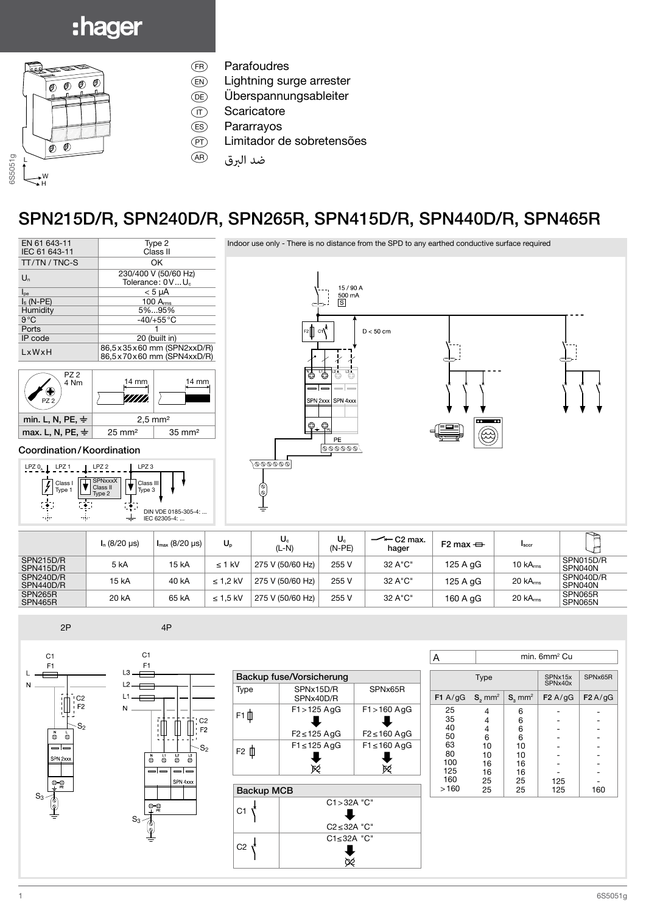:hager

6S5051g

| | |
|---|---|
| FR | Parafoudres |
| EN | Lightning surge arrester |
| DE | Überspannungsableiter |
| IT | Scaricatore |
| ES | Pararrayos |
| PT | Limitador de sobretensões |
| AR | ضد البرق |

# SPN215D/R, SPN240D/R, SPN265R, SPN415D/R, SPN440D/R, SPN465R

| | |
|---|---|
| EN 61 643-11<br>IEC 61 643-11 | Type 2<br>Class II |
| TT/TN/TNC-S | OK |
| $U_n$ | 230/400 V (50/60 Hz)<br>Tolerance: 0V…$U_c$ |
| $I_{pe}$ | < 5 µA |
| $I_f$ (N-PE) | 100 $A_{rms}$ |
| Humidity | 5%...95% |
| ϑ °C | -40/+55 °C |
| Ports | 1 |
| IP code | 20 (built in) |
| LxWxH | 86,5x35x60 mm (SPN2xxD/R)<br>86,5x70x60 mm (SPN4xxD/R) |

PZ 2, 4 Nm — 14 mm / 14 mm

| | | |
|---|---|---|
| min. L, N, PE, ⏚ | 2,5 mm² | |
| max. L, N, PE, ⏚ | 25 mm² | 35 mm² |

## Coordination / Koordination

LPZ 0, LPZ 1, LPZ 2, LPZ 3 — Class I Type 1; SPNxxxX Class II Type 2; Class III Type 3 — DIN VDE 0185-305-4: ... IEC 62305-4: ...

Indoor use only - There is no distance from the SPD to any earthed conductive surface required

15 / 90 A, 500 mA, S — F2, C1 — D < 50 cm — SPN 2xxx, SPN 4xxx — PE

| | $I_n$ (8/20 µs) | $I_{max}$ (8/20 µs) | $U_p$ | $U_c$ (L-N) | $U_c$ (N-PE) | C2 max. hager | F2 max | $I_{sccr}$ | |
|---|---|---|---|---|---|---|---|---|---|
| SPN215D/R<br>SPN415D/R | 5 kA | 15 kA | ≤ 1 kV | 275 V (50/60 Hz) | 255 V | 32 A"C" | 125 A gG | 10 $kA_{rms}$ | SPN015D/R<br>SPN040N |
| SPN240D/R<br>SPN440D/R | 15 kA | 40 kA | ≤ 1,2 kV | 275 V (50/60 Hz) | 255 V | 32 A"C" | 125 A gG | 20 $kA_{rms}$ | SPN040D/R<br>SPN040N |
| SPN265R<br>SPN465R | 20 kA | 65 kA | ≤ 1,5 kV | 275 V (50/60 Hz) | 255 V | 32 A"C" | 160 A gG | 20 $kA_{rms}$ | SPN065R<br>SPN065N |

2P — 4P

C1, F1, L, N, C2, F2, $S_2$, $S_3$, SPN 2xxx, PE — C1, F1, L3, L2, L1, N, C2, F2, $S_2$, $S_3$, SPN 4xxx, PE

| Backup fuse/Vorsicherung | | |
|---|---|---|
| Type | SPNx15D/R<br>SPNx40D/R | SPNx65R |
| F1 | F1 > 125 AgG<br>⬇<br>F2 ≤ 125 AgG | F1 > 160 AgG<br>⬇<br>F2 ≤ 160 AgG |
| F2 | F1 ≤ 125 AgG<br>⬇<br>☒ | F1 ≤ 160 AgG<br>⬇<br>☒ |

| Backup MCB | |
|---|---|
| C1 | C1 > 32A "C"<br>⬇<br>C2 ≤ 32A "C" |
| C2 | C1 ≤ 32A "C"<br>⬇<br>☒ |

| A | min. 6mm² Cu |
|---|---|

| Type | | | SPNx15x<br>SPNx40x | SPNx65R |
|---|---|---|---|---|
| F1 A/gG | $S_2$ mm² | $S_3$ mm² | F2 A/gG | F2 A/gG |
| 25 | 4 | 6 | - | - |
| 35 | 4 | 6 | - | - |
| 40 | 4 | 6 | - | - |
| 50 | 6 | 6 | - | - |
| 63 | 10 | 10 | - | - |
| 80 | 10 | 10 | - | - |
| 100 | 16 | 16 | - | - |
| 125 | 16 | 16 | - | - |
| 160 | 25 | 25 | 125 | - |
| >160 | 25 | 25 | 125 | 160 |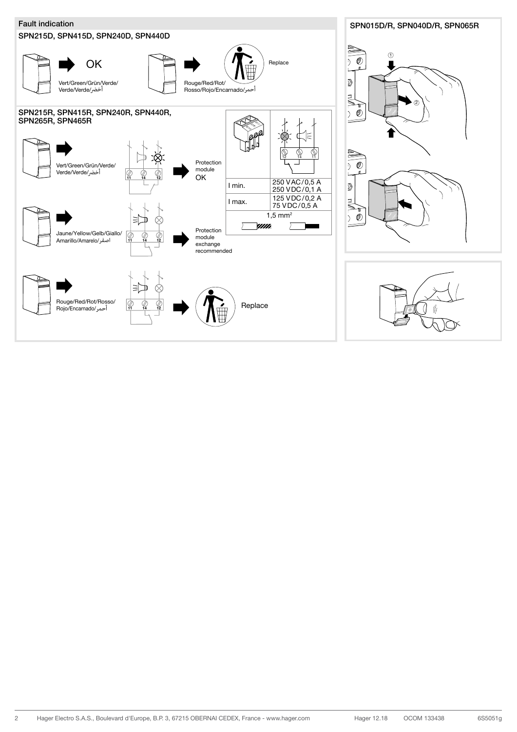## Fault indication

### SPN215D, SPN415D, SPN240D, SPN440D

OK

Vert/Green/Grün/Verde/Verde/Verde/أخضر

Replace

Rouge/Red/Rot/Rosso/Rojo/Encarnado/أحمر

### SPN215R, SPN415R, SPN240R, SPN440R, SPN265R, SPN465R

Vert/Green/Grün/Verde/Verde/Verde/أخضر

11 14 12

Protection module OK

Jaune/Yellow/Gelb/Giallo/Amarillo/Amarelo/اصفر

11 14 12

Protection module exchange recommended

Rouge/Red/Rot/Rosso/Rojo/Encarnado/أحمر

11 14 12

Replace

12 14 11

| | |
|---|---|
| I min. | 250 VAC/0,5 A<br>250 VDC/0,1 A |
| I max. | 125 VDC/0,2 A<br>75 VDC/0,5 A |
| 1,5 mm² | |

### SPN015D/R, SPN040D/R, SPN065R

①

②